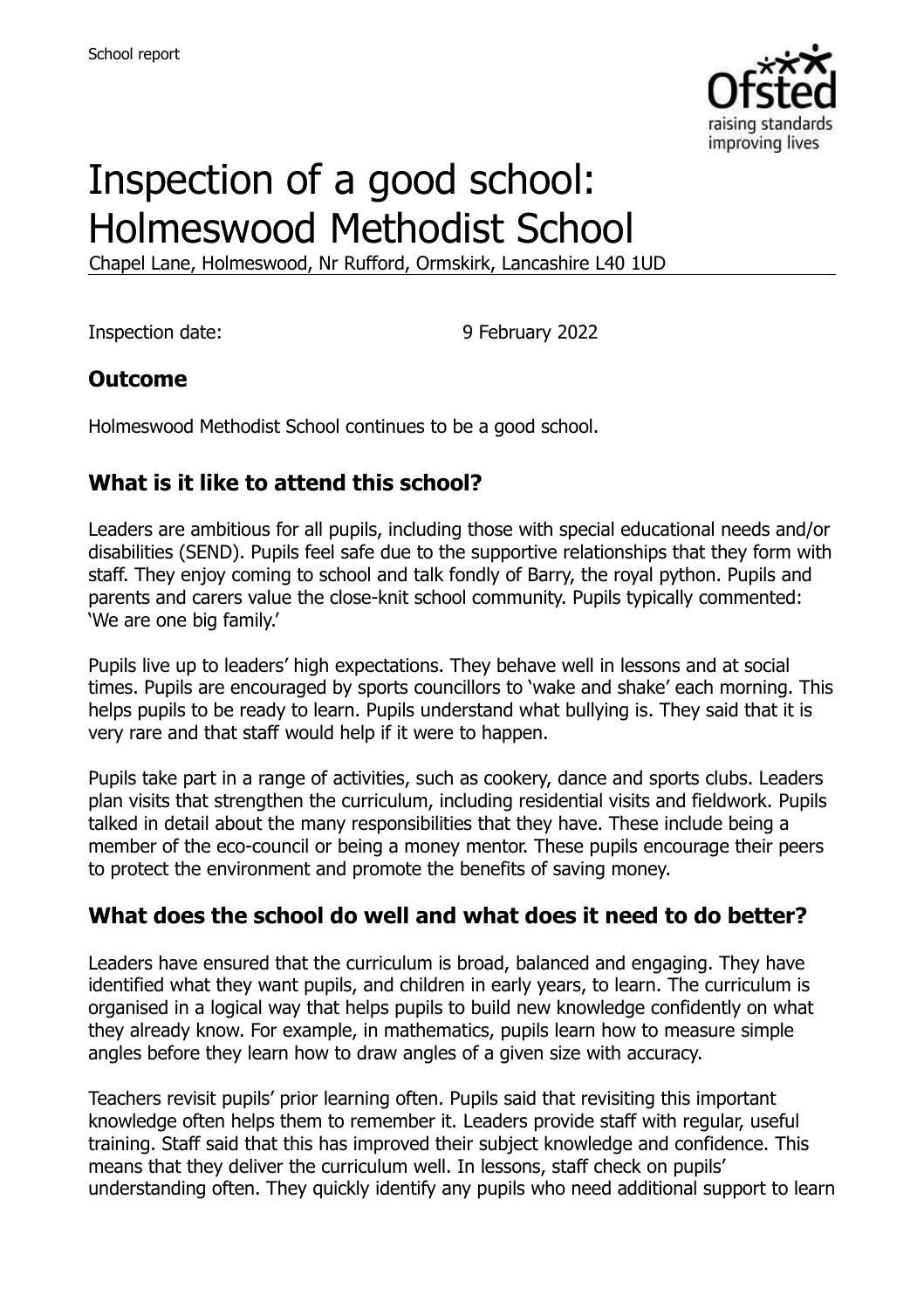# Inspection of a good school: Holmeswood Methodist School

Chapel Lane, Holmeswood, Nr Rufford, Ormskirk, Lancashire L40 1UD

Inspection date: 9 February 2022

## Outcome

Holmeswood Methodist School continues to be a good school.

## What is it like to attend this school?

Leaders are ambitious for all pupils, including those with special educational needs and/or disabilities (SEND). Pupils feel safe due to the supportive relationships that they form with staff. They enjoy coming to school and talk fondly of Barry, the royal python. Pupils and parents and carers value the close-knit school community. Pupils typically commented: 'We are one big family.'

Pupils live up to leaders' high expectations. They behave well in lessons and at social times. Pupils are encouraged by sports councillors to 'wake and shake' each morning. This helps pupils to be ready to learn. Pupils understand what bullying is. They said that it is very rare and that staff would help if it were to happen.

Pupils take part in a range of activities, such as cookery, dance and sports clubs. Leaders plan visits that strengthen the curriculum, including residential visits and fieldwork. Pupils talked in detail about the many responsibilities that they have. These include being a member of the eco-council or being a money mentor. These pupils encourage their peers to protect the environment and promote the benefits of saving money.

## What does the school do well and what does it need to do better?

Leaders have ensured that the curriculum is broad, balanced and engaging. They have identified what they want pupils, and children in early years, to learn. The curriculum is organised in a logical way that helps pupils to build new knowledge confidently on what they already know. For example, in mathematics, pupils learn how to measure simple angles before they learn how to draw angles of a given size with accuracy.

Teachers revisit pupils' prior learning often. Pupils said that revisiting this important knowledge often helps them to remember it. Leaders provide staff with regular, useful training. Staff said that this has improved their subject knowledge and confidence. This means that they deliver the curriculum well. In lessons, staff check on pupils' understanding often. They quickly identify any pupils who need additional support to learn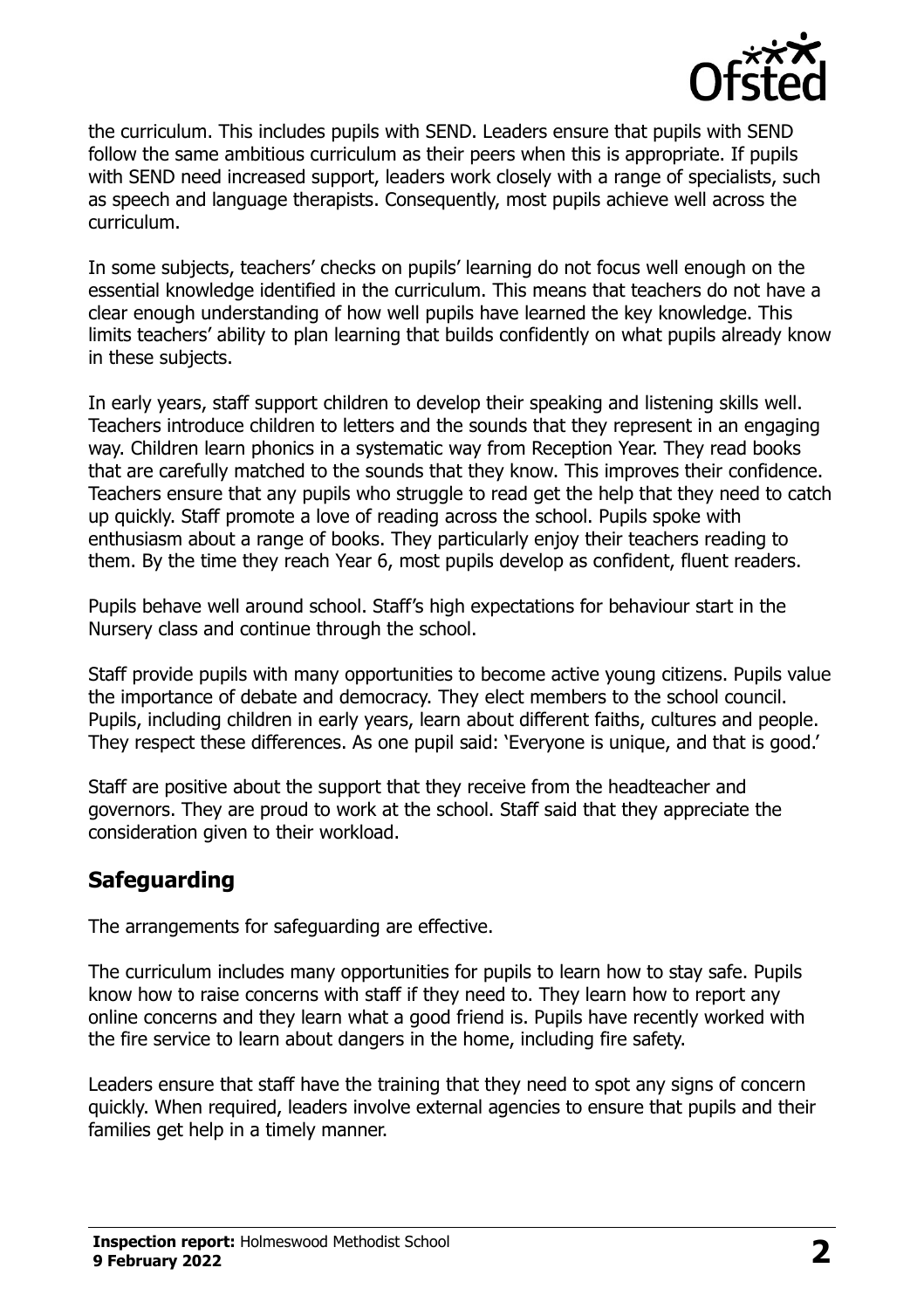the curriculum. This includes pupils with SEND. Leaders ensure that pupils with SEND follow the same ambitious curriculum as their peers when this is appropriate. If pupils with SEND need increased support, leaders work closely with a range of specialists, such as speech and language therapists. Consequently, most pupils achieve well across the curriculum.

In some subjects, teachers' checks on pupils' learning do not focus well enough on the essential knowledge identified in the curriculum. This means that teachers do not have a clear enough understanding of how well pupils have learned the key knowledge. This limits teachers' ability to plan learning that builds confidently on what pupils already know in these subjects.

In early years, staff support children to develop their speaking and listening skills well. Teachers introduce children to letters and the sounds that they represent in an engaging way. Children learn phonics in a systematic way from Reception Year. They read books that are carefully matched to the sounds that they know. This improves their confidence. Teachers ensure that any pupils who struggle to read get the help that they need to catch up quickly. Staff promote a love of reading across the school. Pupils spoke with enthusiasm about a range of books. They particularly enjoy their teachers reading to them. By the time they reach Year 6, most pupils develop as confident, fluent readers.

Pupils behave well around school. Staff's high expectations for behaviour start in the Nursery class and continue through the school.

Staff provide pupils with many opportunities to become active young citizens. Pupils value the importance of debate and democracy. They elect members to the school council. Pupils, including children in early years, learn about different faiths, cultures and people. They respect these differences. As one pupil said: 'Everyone is unique, and that is good.'

Staff are positive about the support that they receive from the headteacher and governors. They are proud to work at the school. Staff said that they appreciate the consideration given to their workload.

## Safeguarding

The arrangements for safeguarding are effective.

The curriculum includes many opportunities for pupils to learn how to stay safe. Pupils know how to raise concerns with staff if they need to. They learn how to report any online concerns and they learn what a good friend is. Pupils have recently worked with the fire service to learn about dangers in the home, including fire safety.

Leaders ensure that staff have the training that they need to spot any signs of concern quickly. When required, leaders involve external agencies to ensure that pupils and their families get help in a timely manner.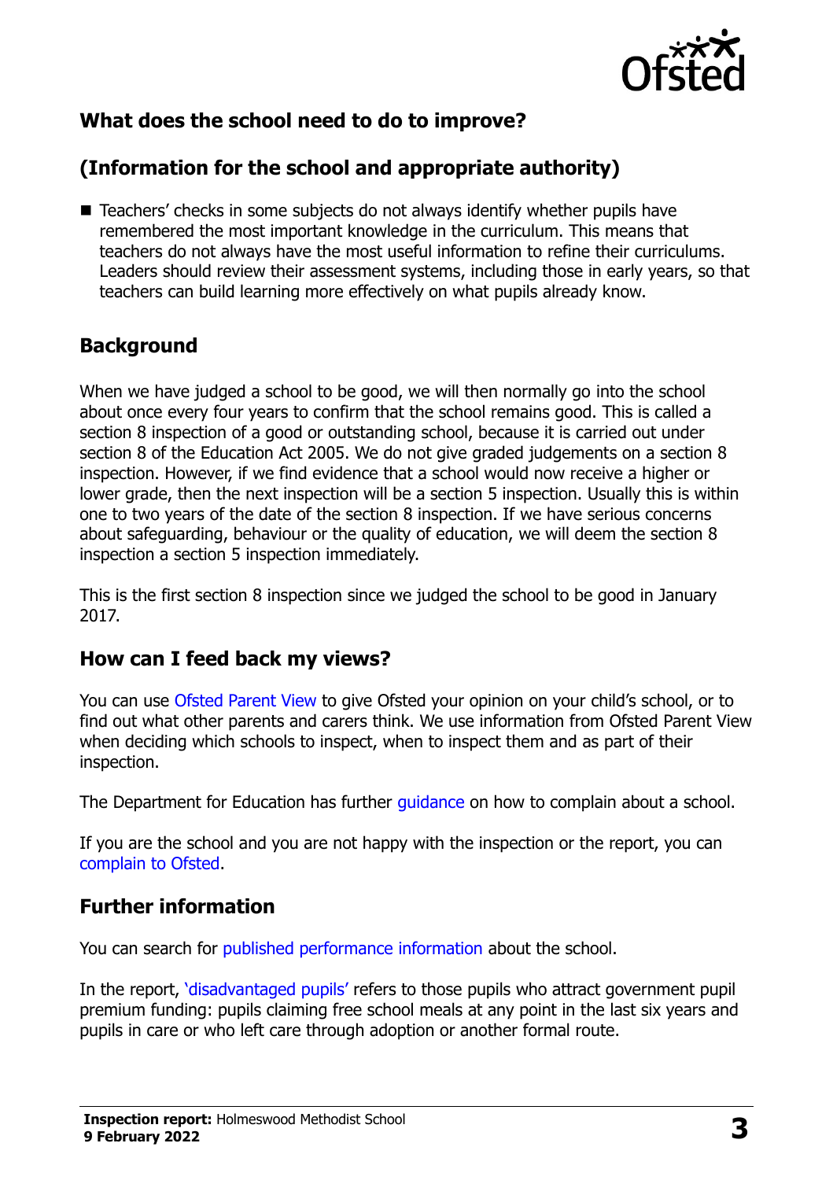## What does the school need to do to improve?

## (Information for the school and appropriate authority)

- Teachers' checks in some subjects do not always identify whether pupils have remembered the most important knowledge in the curriculum. This means that teachers do not always have the most useful information to refine their curriculums. Leaders should review their assessment systems, including those in early years, so that teachers can build learning more effectively on what pupils already know.

## Background

When we have judged a school to be good, we will then normally go into the school about once every four years to confirm that the school remains good. This is called a section 8 inspection of a good or outstanding school, because it is carried out under section 8 of the Education Act 2005. We do not give graded judgements on a section 8 inspection. However, if we find evidence that a school would now receive a higher or lower grade, then the next inspection will be a section 5 inspection. Usually this is within one to two years of the date of the section 8 inspection. If we have serious concerns about safeguarding, behaviour or the quality of education, we will deem the section 8 inspection a section 5 inspection immediately.

This is the first section 8 inspection since we judged the school to be good in January 2017.

## How can I feed back my views?

You can use Ofsted Parent View to give Ofsted your opinion on your child's school, or to find out what other parents and carers think. We use information from Ofsted Parent View when deciding which schools to inspect, when to inspect them and as part of their inspection.

The Department for Education has further guidance on how to complain about a school.

If you are the school and you are not happy with the inspection or the report, you can complain to Ofsted.

## Further information

You can search for published performance information about the school.

In the report, 'disadvantaged pupils' refers to those pupils who attract government pupil premium funding: pupils claiming free school meals at any point in the last six years and pupils in care or who left care through adoption or another formal route.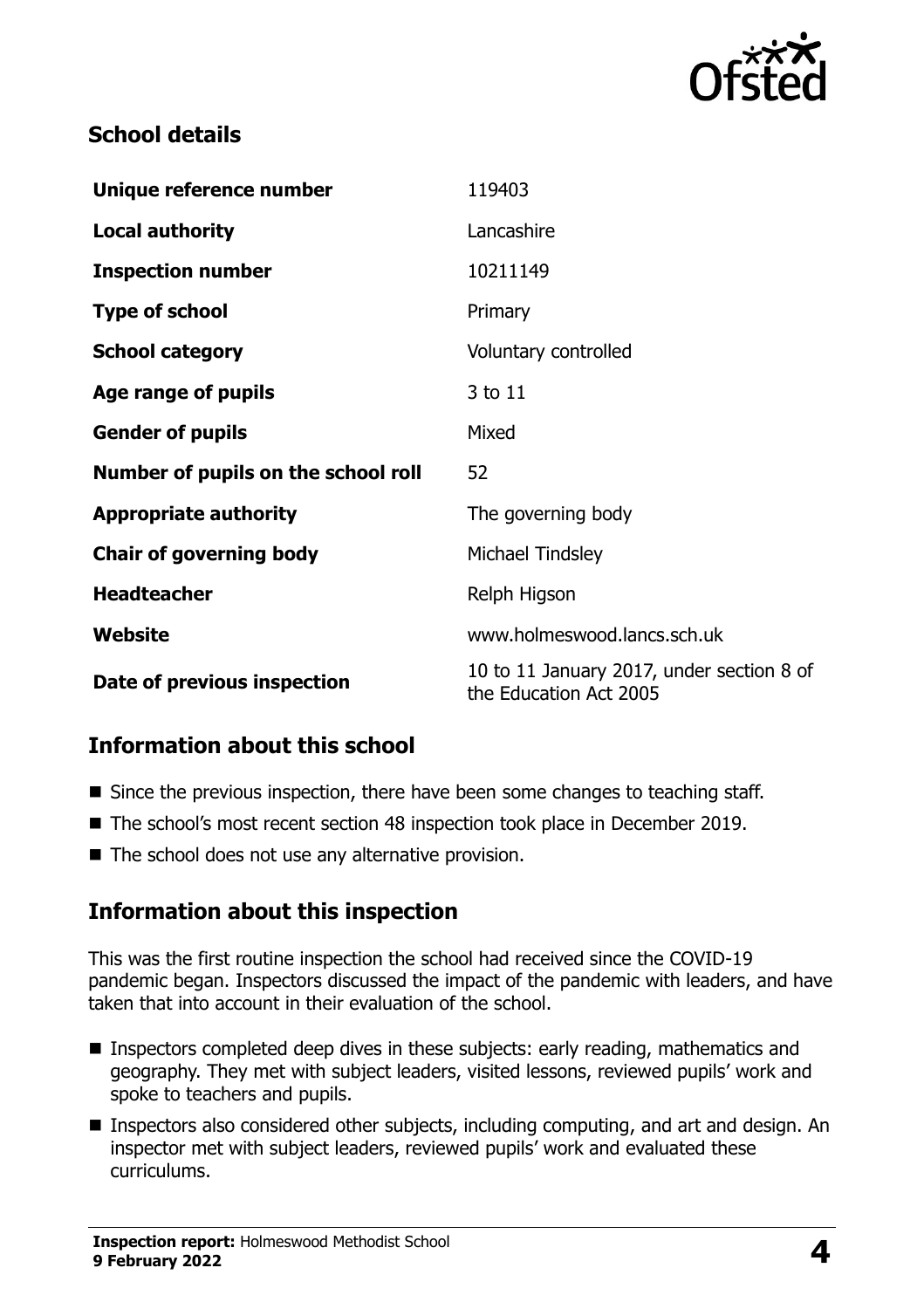## School details

| | |
|---|---|
| **Unique reference number** | 119403 |
| **Local authority** | Lancashire |
| **Inspection number** | 10211149 |
| **Type of school** | Primary |
| **School category** | Voluntary controlled |
| **Age range of pupils** | 3 to 11 |
| **Gender of pupils** | Mixed |
| **Number of pupils on the school roll** | 52 |
| **Appropriate authority** | The governing body |
| **Chair of governing body** | Michael Tindsley |
| **Headteacher** | Relph Higson |
| **Website** | www.holmeswood.lancs.sch.uk |
| **Date of previous inspection** | 10 to 11 January 2017, under section 8 of the Education Act 2005 |

## Information about this school

- Since the previous inspection, there have been some changes to teaching staff.
- The school's most recent section 48 inspection took place in December 2019.
- The school does not use any alternative provision.

## Information about this inspection

This was the first routine inspection the school had received since the COVID-19 pandemic began. Inspectors discussed the impact of the pandemic with leaders, and have taken that into account in their evaluation of the school.

- Inspectors completed deep dives in these subjects: early reading, mathematics and geography. They met with subject leaders, visited lessons, reviewed pupils' work and spoke to teachers and pupils.
- Inspectors also considered other subjects, including computing, and art and design. An inspector met with subject leaders, reviewed pupils' work and evaluated these curriculums.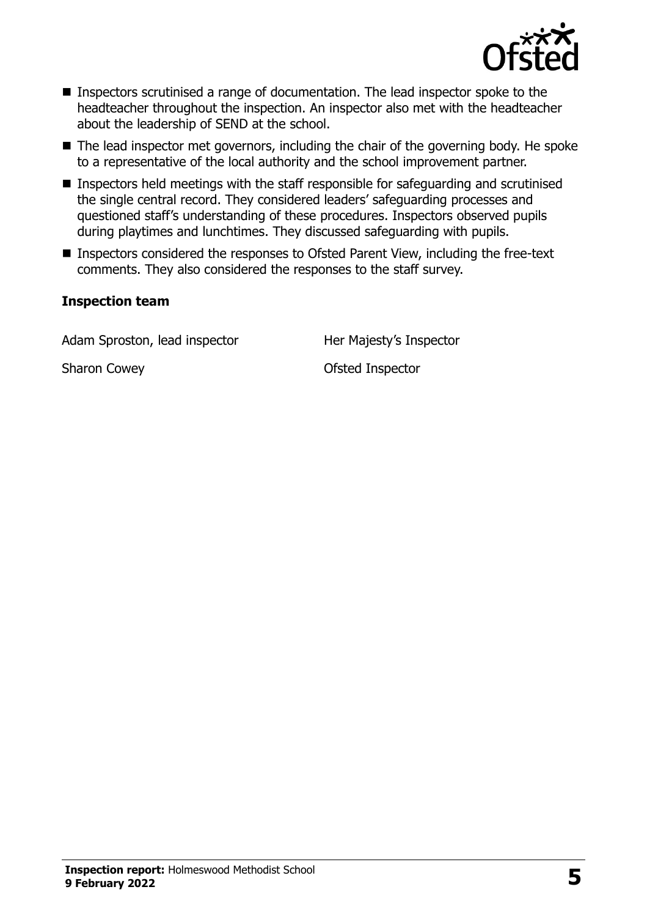- Inspectors scrutinised a range of documentation. The lead inspector spoke to the headteacher throughout the inspection. An inspector also met with the headteacher about the leadership of SEND at the school.
- The lead inspector met governors, including the chair of the governing body. He spoke to a representative of the local authority and the school improvement partner.
- Inspectors held meetings with the staff responsible for safeguarding and scrutinised the single central record. They considered leaders' safeguarding processes and questioned staff's understanding of these procedures. Inspectors observed pupils during playtimes and lunchtimes. They discussed safeguarding with pupils.
- Inspectors considered the responses to Ofsted Parent View, including the free-text comments. They also considered the responses to the staff survey.

**Inspection team**

| | |
|---|---|
| Adam Sproston, lead inspector | Her Majesty's Inspector |
| Sharon Cowey | Ofsted Inspector |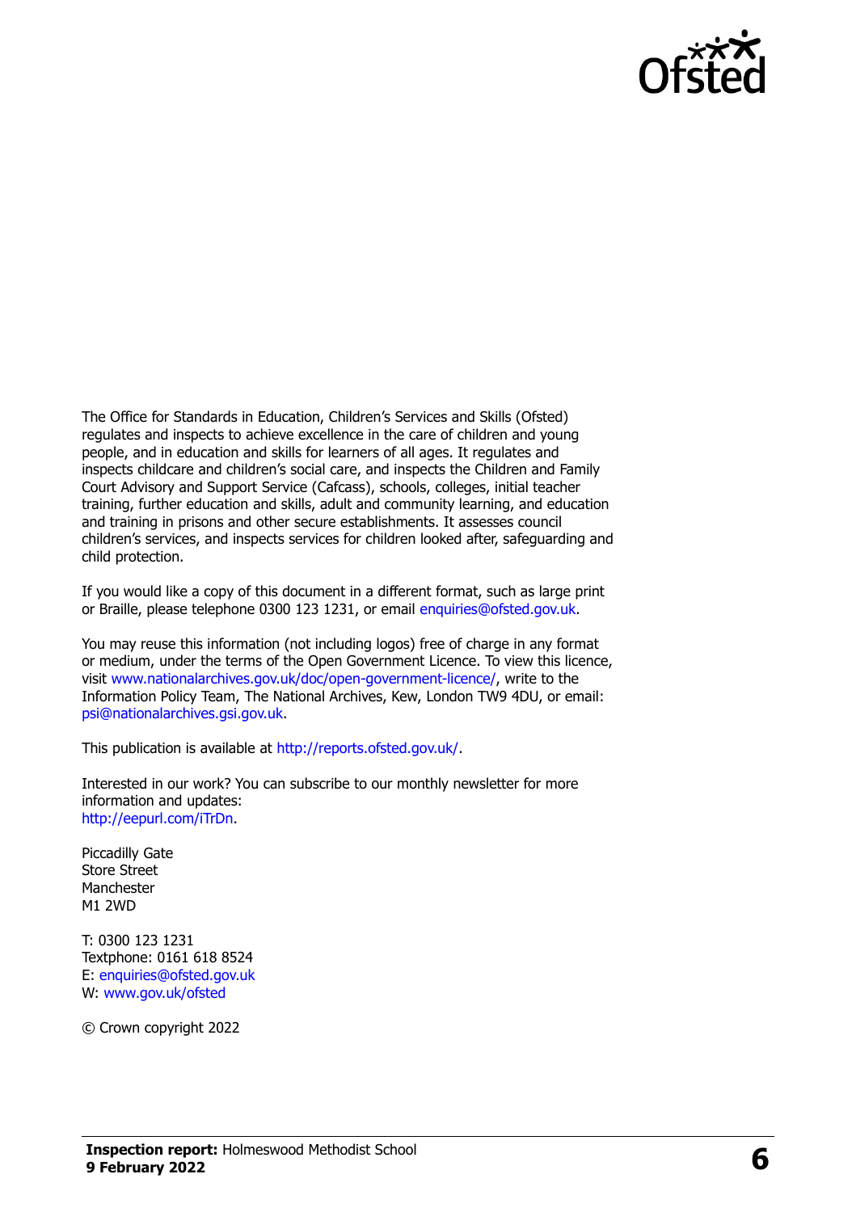The Office for Standards in Education, Children's Services and Skills (Ofsted) regulates and inspects to achieve excellence in the care of children and young people, and in education and skills for learners of all ages. It regulates and inspects childcare and children's social care, and inspects the Children and Family Court Advisory and Support Service (Cafcass), schools, colleges, initial teacher training, further education and skills, adult and community learning, and education and training in prisons and other secure establishments. It assesses council children's services, and inspects services for children looked after, safeguarding and child protection.

If you would like a copy of this document in a different format, such as large print or Braille, please telephone 0300 123 1231, or email enquiries@ofsted.gov.uk.

You may reuse this information (not including logos) free of charge in any format or medium, under the terms of the Open Government Licence. To view this licence, visit www.nationalarchives.gov.uk/doc/open-government-licence/, write to the Information Policy Team, The National Archives, Kew, London TW9 4DU, or email: psi@nationalarchives.gsi.gov.uk.

This publication is available at http://reports.ofsted.gov.uk/.

Interested in our work? You can subscribe to our monthly newsletter for more information and updates:
http://eepurl.com/iTrDn.

Piccadilly Gate
Store Street
Manchester
M1 2WD

T: 0300 123 1231
Textphone: 0161 618 8524
E: enquiries@ofsted.gov.uk
W: www.gov.uk/ofsted

© Crown copyright 2022